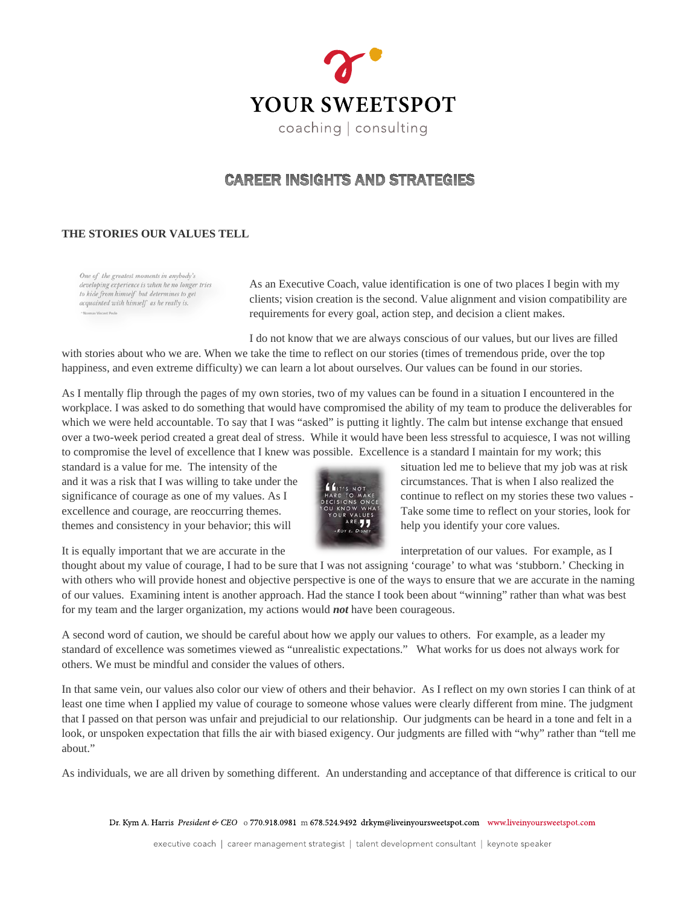# YOUR SWEETSPOT

coaching | consulting

## CAREER INSIGHTS AND STRATEGIES

### THE STORIES OUR VALUES TELL

*One of the greatest moments in anybody's developing experience is when he no longer tries to hide from himself but determines to get acquainted with himself as he really is.*
~Norman Vincent Peale

As an Executive Coach, value identification is one of two places I begin with my clients; vision creation is the second. Value alignment and vision compatibility are requirements for every goal, action step, and decision a client makes.

I do not know that we are always conscious of our values, but our lives are filled with stories about who we are. When we take the time to reflect on our stories (times of tremendous pride, over the top happiness, and even extreme difficulty) we can learn a lot about ourselves. Our values can be found in our stories.

As I mentally flip through the pages of my own stories, two of my values can be found in a situation I encountered in the workplace. I was asked to do something that would have compromised the ability of my team to produce the deliverables for which we were held accountable. To say that I was "asked" is putting it lightly. The calm but intense exchange that ensued over a two-week period created a great deal of stress. While it would have been less stressful to acquiesce, I was not willing to compromise the level of excellence that I knew was possible. Excellence is a standard I maintain for my work; this standard is a value for me. The intensity of the situation led me to believe that my job was at risk and it was a risk that I was willing to take under the circumstances. That is when I also realized the significance of courage as one of my values. As I continue to reflect on my stories these two values - excellence and courage, are reoccurring themes. Take some time to reflect on your stories, look for themes and consistency in your behavior; this will help you identify your core values.

"It's not hard to make decisions once you know what your values are." ~Roy E. Disney

It is equally important that we are accurate in the interpretation of our values. For example, as I thought about my value of courage, I had to be sure that I was not assigning 'courage' to what was 'stubborn.' Checking in with others who will provide honest and objective perspective is one of the ways to ensure that we are accurate in the naming of our values. Examining intent is another approach. Had the stance I took been about "winning" rather than what was best for my team and the larger organization, my actions would ***not*** have been courageous.

A second word of caution, we should be careful about how we apply our values to others. For example, as a leader my standard of excellence was sometimes viewed as "unrealistic expectations." What works for us does not always work for others. We must be mindful and consider the values of others.

In that same vein, our values also color our view of others and their behavior. As I reflect on my own stories I can think of at least one time when I applied my value of courage to someone whose values were clearly different from mine. The judgment that I passed on that person was unfair and prejudicial to our relationship. Our judgments can be heard in a tone and felt in a look, or unspoken expectation that fills the air with biased exigency. Our judgments are filled with "why" rather than "tell me about."

As individuals, we are all driven by something different. An understanding and acceptance of that difference is critical to our

Dr. Kym A. Harris *President & CEO* o 770.918.0981 m 678.524.9492 drkym@liveinyoursweetspot.com www.liveinyoursweetspot.com

executive coach | career management strategist | talent development consultant | keynote speaker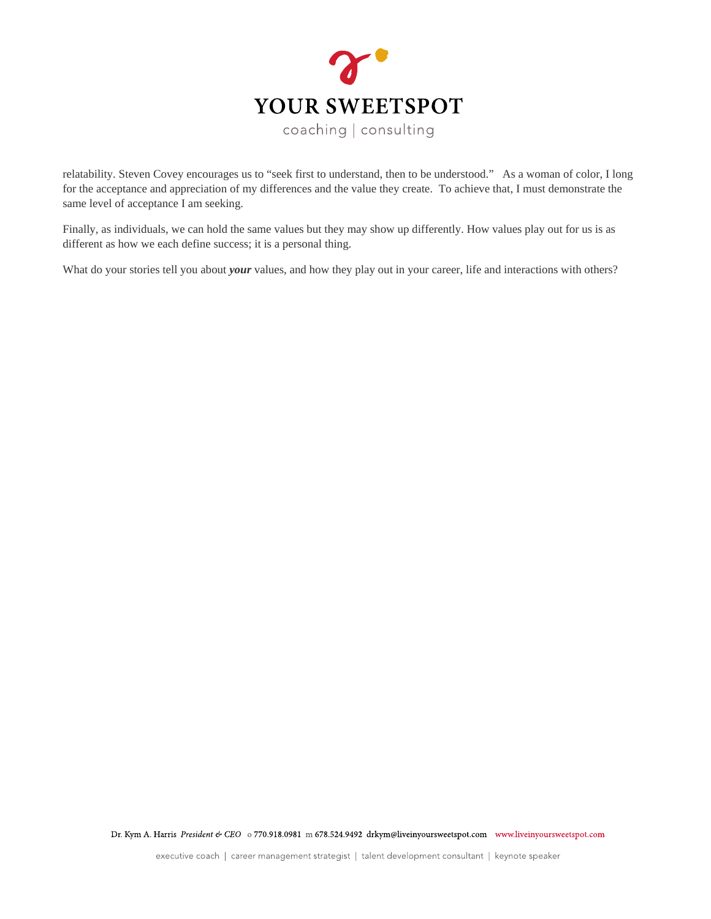relatability. Steven Covey encourages us to "seek first to understand, then to be understood." As a woman of color, I long for the acceptance and appreciation of my differences and the value they create. To achieve that, I must demonstrate the same level of acceptance I am seeking.

Finally, as individuals, we can hold the same values but they may show up differently. How values play out for us is as different as how we each define success; it is a personal thing.

What do your stories tell you about ***your*** values, and how they play out in your career, life and interactions with others?